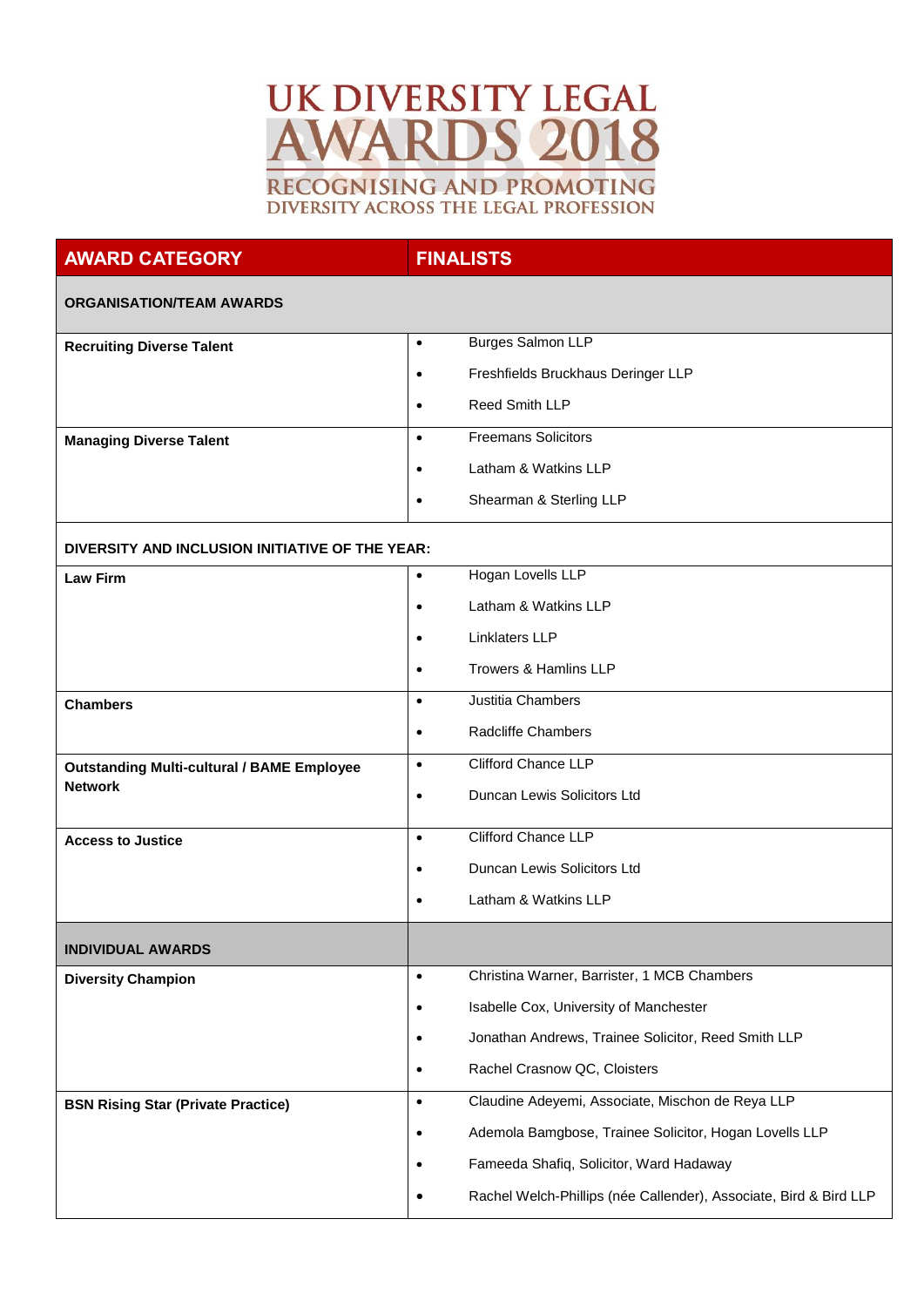# UK DIVERSITY LEGAL AWARDS 2018

RECOGNISING AND PROMOTING DIVERSITY ACROSS THE LEGAL PROFESSION

| AWARD CATEGORY | FINALISTS |
| --- | --- |
| **ORGANISATION/TEAM AWARDS** | |
| **Recruiting Diverse Talent** | • Burges Salmon LLP<br>• Freshfields Bruckhaus Deringer LLP<br>• Reed Smith LLP |
| **Managing Diverse Talent** | • Freemans Solicitors<br>• Latham & Watkins LLP<br>• Shearman & Sterling LLP |
| **DIVERSITY AND INCLUSION INITIATIVE OF THE YEAR:** | |
| **Law Firm** | • Hogan Lovells LLP<br>• Latham & Watkins LLP<br>• Linklaters LLP<br>• Trowers & Hamlins LLP |
| **Chambers** | • Justitia Chambers<br>• Radcliffe Chambers |
| **Outstanding Multi-cultural / BAME Employee Network** | • Clifford Chance LLP<br>• Duncan Lewis Solicitors Ltd |
| **Access to Justice** | • Clifford Chance LLP<br>• Duncan Lewis Solicitors Ltd<br>• Latham & Watkins LLP |
| **INDIVIDUAL AWARDS** | |
| **Diversity Champion** | • Christina Warner, Barrister, 1 MCB Chambers<br>• Isabelle Cox, University of Manchester<br>• Jonathan Andrews, Trainee Solicitor, Reed Smith LLP<br>• Rachel Crasnow QC, Cloisters |
| **BSN Rising Star (Private Practice)** | • Claudine Adeyemi, Associate, Mischon de Reya LLP<br>• Ademola Bamgbose, Trainee Solicitor, Hogan Lovells LLP<br>• Fameeda Shafiq, Solicitor, Ward Hadaway<br>• Rachel Welch-Phillips (née Callender), Associate, Bird & Bird LLP |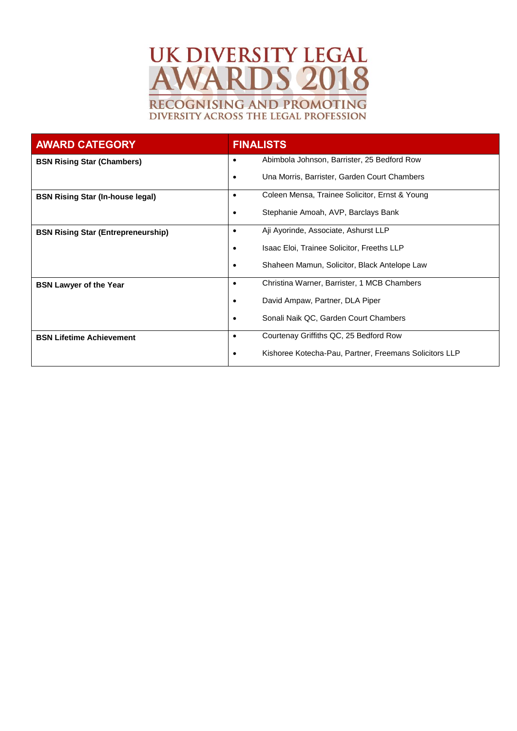# UK DIVERSITY LEGAL AWARDS 2018

RECOGNISING AND PROMOTING DIVERSITY ACROSS THE LEGAL PROFESSION

| AWARD CATEGORY | FINALISTS |
|---|---|
| **BSN Rising Star (Chambers)** | • Abimbola Johnson, Barrister, 25 Bedford Row<br>• Una Morris, Barrister, Garden Court Chambers |
| **BSN Rising Star (In-house legal)** | • Coleen Mensa, Trainee Solicitor, Ernst & Young<br>• Stephanie Amoah, AVP, Barclays Bank |
| **BSN Rising Star (Entrepreneurship)** | • Aji Ayorinde, Associate, Ashurst LLP<br>• Isaac Eloi, Trainee Solicitor, Freeths LLP<br>• Shaheen Mamun, Solicitor, Black Antelope Law |
| **BSN Lawyer of the Year** | • Christina Warner, Barrister, 1 MCB Chambers<br>• David Ampaw, Partner, DLA Piper<br>• Sonali Naik QC, Garden Court Chambers |
| **BSN Lifetime Achievement** | • Courtenay Griffiths QC, 25 Bedford Row<br>• Kishoree Kotecha-Pau, Partner, Freemans Solicitors LLP |